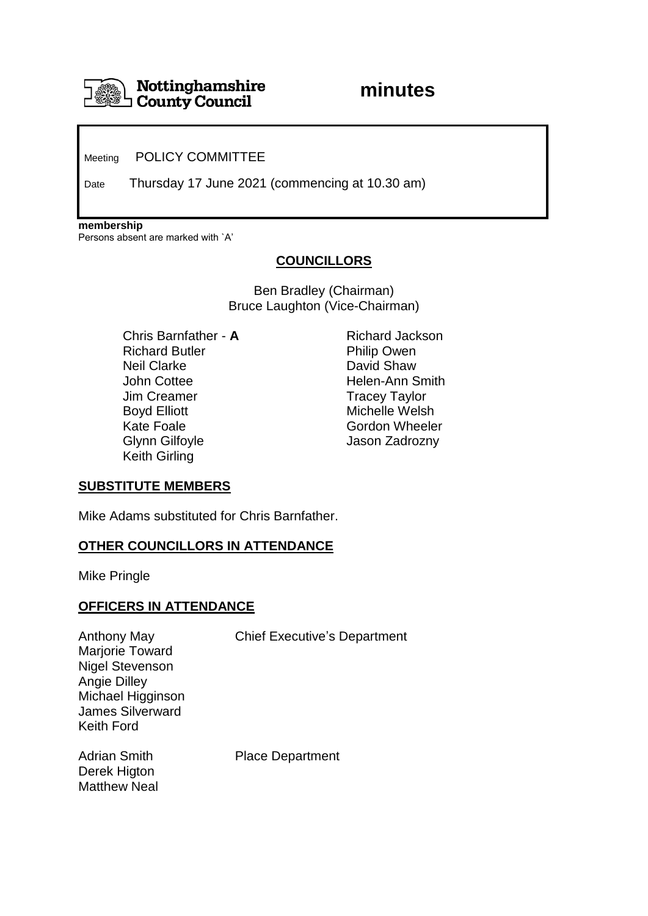**Nottinghamshire County Council**

# minutes

Meeting POLICY COMMITTEE

Date Thursday 17 June 2021 (commencing at 10.30 am)

**membership**
Persons absent are marked with `A'

## COUNCILLORS

Ben Bradley (Chairman)
Bruce Laughton (Vice-Chairman)

Chris Barnfather - **A**
Richard Butler
Neil Clarke
John Cottee
Jim Creamer
Boyd Elliott
Kate Foale
Glynn Gilfoyle
Keith Girling
Richard Jackson
Philip Owen
David Shaw
Helen-Ann Smith
Tracey Taylor
Michelle Welsh
Gordon Wheeler
Jason Zadrozny

## SUBSTITUTE MEMBERS

Mike Adams substituted for Chris Barnfather.

## OTHER COUNCILLORS IN ATTENDANCE

Mike Pringle

## OFFICERS IN ATTENDANCE

Anthony May — Chief Executive's Department
Marjorie Toward
Nigel Stevenson
Angie Dilley
Michael Higginson
James Silverward
Keith Ford

Adrian Smith — Place Department
Derek Higton
Matthew Neal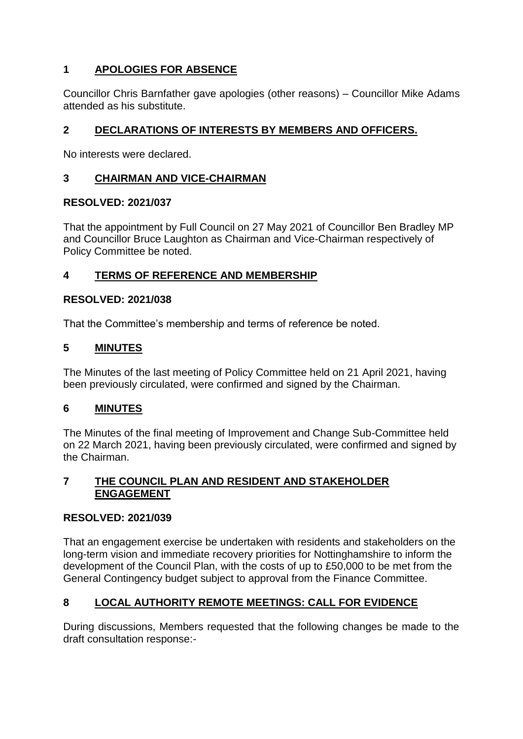## 1 APOLOGIES FOR ABSENCE

Councillor Chris Barnfather gave apologies (other reasons) – Councillor Mike Adams attended as his substitute.

## 2 DECLARATIONS OF INTERESTS BY MEMBERS AND OFFICERS.

No interests were declared.

## 3 CHAIRMAN AND VICE-CHAIRMAN

**RESOLVED: 2021/037**

That the appointment by Full Council on 27 May 2021 of Councillor Ben Bradley MP and Councillor Bruce Laughton as Chairman and Vice-Chairman respectively of Policy Committee be noted.

## 4 TERMS OF REFERENCE AND MEMBERSHIP

**RESOLVED: 2021/038**

That the Committee's membership and terms of reference be noted.

## 5 MINUTES

The Minutes of the last meeting of Policy Committee held on 21 April 2021, having been previously circulated, were confirmed and signed by the Chairman.

## 6 MINUTES

The Minutes of the final meeting of Improvement and Change Sub-Committee held on 22 March 2021, having been previously circulated, were confirmed and signed by the Chairman.

## 7 THE COUNCIL PLAN AND RESIDENT AND STAKEHOLDER ENGAGEMENT

**RESOLVED: 2021/039**

That an engagement exercise be undertaken with residents and stakeholders on the long-term vision and immediate recovery priorities for Nottinghamshire to inform the development of the Council Plan, with the costs of up to £50,000 to be met from the General Contingency budget subject to approval from the Finance Committee.

## 8 LOCAL AUTHORITY REMOTE MEETINGS: CALL FOR EVIDENCE

During discussions, Members requested that the following changes be made to the draft consultation response:-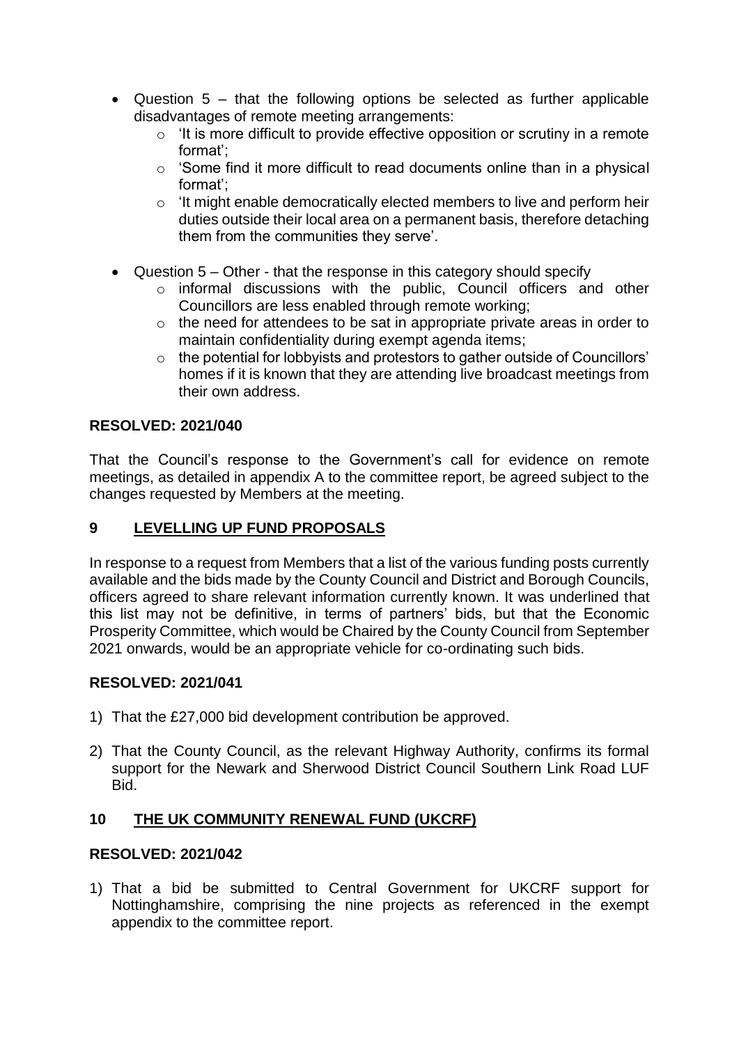- Question 5 – that the following options be selected as further applicable disadvantages of remote meeting arrangements:
    - 'It is more difficult to provide effective opposition or scrutiny in a remote format';
    - 'Some find it more difficult to read documents online than in a physical format';
    - 'It might enable democratically elected members to live and perform heir duties outside their local area on a permanent basis, therefore detaching them from the communities they serve'.

- Question 5 – Other - that the response in this category should specify
    - informal discussions with the public, Council officers and other Councillors are less enabled through remote working;
    - the need for attendees to be sat in appropriate private areas in order to maintain confidentiality during exempt agenda items;
    - the potential for lobbyists and protestors to gather outside of Councillors' homes if it is known that they are attending live broadcast meetings from their own address.

**RESOLVED: 2021/040**

That the Council's response to the Government's call for evidence on remote meetings, as detailed in appendix A to the committee report, be agreed subject to the changes requested by Members at the meeting.

## 9 LEVELLING UP FUND PROPOSALS

In response to a request from Members that a list of the various funding posts currently available and the bids made by the County Council and District and Borough Councils, officers agreed to share relevant information currently known. It was underlined that this list may not be definitive, in terms of partners' bids, but that the Economic Prosperity Committee, which would be Chaired by the County Council from September 2021 onwards, would be an appropriate vehicle for co-ordinating such bids.

**RESOLVED: 2021/041**

1) That the £27,000 bid development contribution be approved.

2) That the County Council, as the relevant Highway Authority, confirms its formal support for the Newark and Sherwood District Council Southern Link Road LUF Bid.

## 10 THE UK COMMUNITY RENEWAL FUND (UKCRF)

**RESOLVED: 2021/042**

1) That a bid be submitted to Central Government for UKCRF support for Nottinghamshire, comprising the nine projects as referenced in the exempt appendix to the committee report.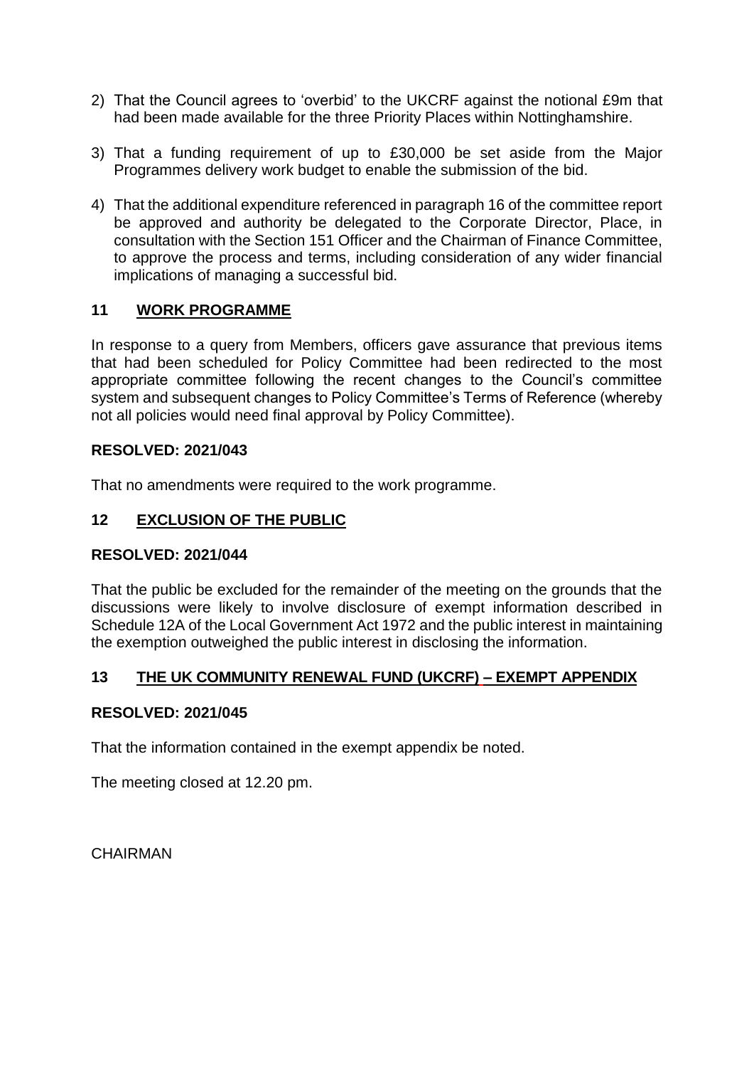2) That the Council agrees to 'overbid' to the UKCRF against the notional £9m that had been made available for the three Priority Places within Nottinghamshire.

3) That a funding requirement of up to £30,000 be set aside from the Major Programmes delivery work budget to enable the submission of the bid.

4) That the additional expenditure referenced in paragraph 16 of the committee report be approved and authority be delegated to the Corporate Director, Place, in consultation with the Section 151 Officer and the Chairman of Finance Committee, to approve the process and terms, including consideration of any wider financial implications of managing a successful bid.

## 11 WORK PROGRAMME

In response to a query from Members, officers gave assurance that previous items that had been scheduled for Policy Committee had been redirected to the most appropriate committee following the recent changes to the Council's committee system and subsequent changes to Policy Committee's Terms of Reference (whereby not all policies would need final approval by Policy Committee).

**RESOLVED: 2021/043**

That no amendments were required to the work programme.

## 12 EXCLUSION OF THE PUBLIC

**RESOLVED: 2021/044**

That the public be excluded for the remainder of the meeting on the grounds that the discussions were likely to involve disclosure of exempt information described in Schedule 12A of the Local Government Act 1972 and the public interest in maintaining the exemption outweighed the public interest in disclosing the information.

## 13 THE UK COMMUNITY RENEWAL FUND (UKCRF) – EXEMPT APPENDIX

**RESOLVED: 2021/045**

That the information contained in the exempt appendix be noted.

The meeting closed at 12.20 pm.

CHAIRMAN